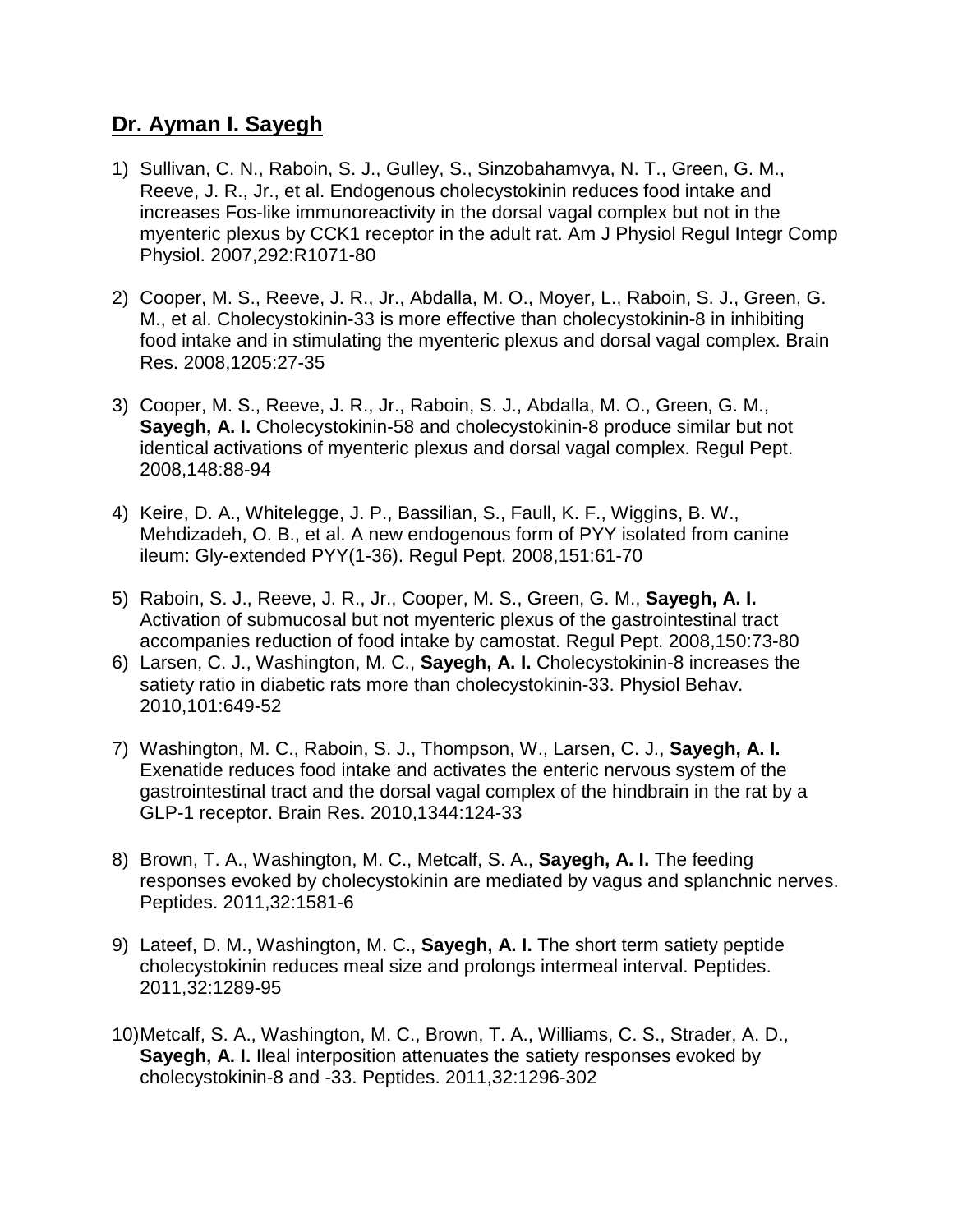## **Dr. Ayman I. Sayegh**

1) Sullivan, C. N., Raboin, S. J., Gulley, S., Sinzobahamvya, N. T., Green, G. M., Reeve, J. R., Jr., et al. Endogenous cholecystokinin reduces food intake and increases Fos-like immunoreactivity in the dorsal vagal complex but not in the myenteric plexus by CCK1 receptor in the adult rat. Am J Physiol Regul Integr Comp Physiol. 2007,292:R1071-80

2) Cooper, M. S., Reeve, J. R., Jr., Abdalla, M. O., Moyer, L., Raboin, S. J., Green, G. M., et al. Cholecystokinin-33 is more effective than cholecystokinin-8 in inhibiting food intake and in stimulating the myenteric plexus and dorsal vagal complex. Brain Res. 2008,1205:27-35

3) Cooper, M. S., Reeve, J. R., Jr., Raboin, S. J., Abdalla, M. O., Green, G. M., **Sayegh, A. I.** Cholecystokinin-58 and cholecystokinin-8 produce similar but not identical activations of myenteric plexus and dorsal vagal complex. Regul Pept. 2008,148:88-94

4) Keire, D. A., Whitelegge, J. P., Bassilian, S., Faull, K. F., Wiggins, B. W., Mehdizadeh, O. B., et al. A new endogenous form of PYY isolated from canine ileum: Gly-extended PYY(1-36). Regul Pept. 2008,151:61-70

5) Raboin, S. J., Reeve, J. R., Jr., Cooper, M. S., Green, G. M., **Sayegh, A. I.** Activation of submucosal but not myenteric plexus of the gastrointestinal tract accompanies reduction of food intake by camostat. Regul Pept. 2008,150:73-80

6) Larsen, C. J., Washington, M. C., **Sayegh, A. I.** Cholecystokinin-8 increases the satiety ratio in diabetic rats more than cholecystokinin-33. Physiol Behav. 2010,101:649-52

7) Washington, M. C., Raboin, S. J., Thompson, W., Larsen, C. J., **Sayegh, A. I.** Exenatide reduces food intake and activates the enteric nervous system of the gastrointestinal tract and the dorsal vagal complex of the hindbrain in the rat by a GLP-1 receptor. Brain Res. 2010,1344:124-33

8) Brown, T. A., Washington, M. C., Metcalf, S. A., **Sayegh, A. I.** The feeding responses evoked by cholecystokinin are mediated by vagus and splanchnic nerves. Peptides. 2011,32:1581-6

9) Lateef, D. M., Washington, M. C., **Sayegh, A. I.** The short term satiety peptide cholecystokinin reduces meal size and prolongs intermeal interval. Peptides. 2011,32:1289-95

10) Metcalf, S. A., Washington, M. C., Brown, T. A., Williams, C. S., Strader, A. D., **Sayegh, A. I.** Ileal interposition attenuates the satiety responses evoked by cholecystokinin-8 and -33. Peptides. 2011,32:1296-302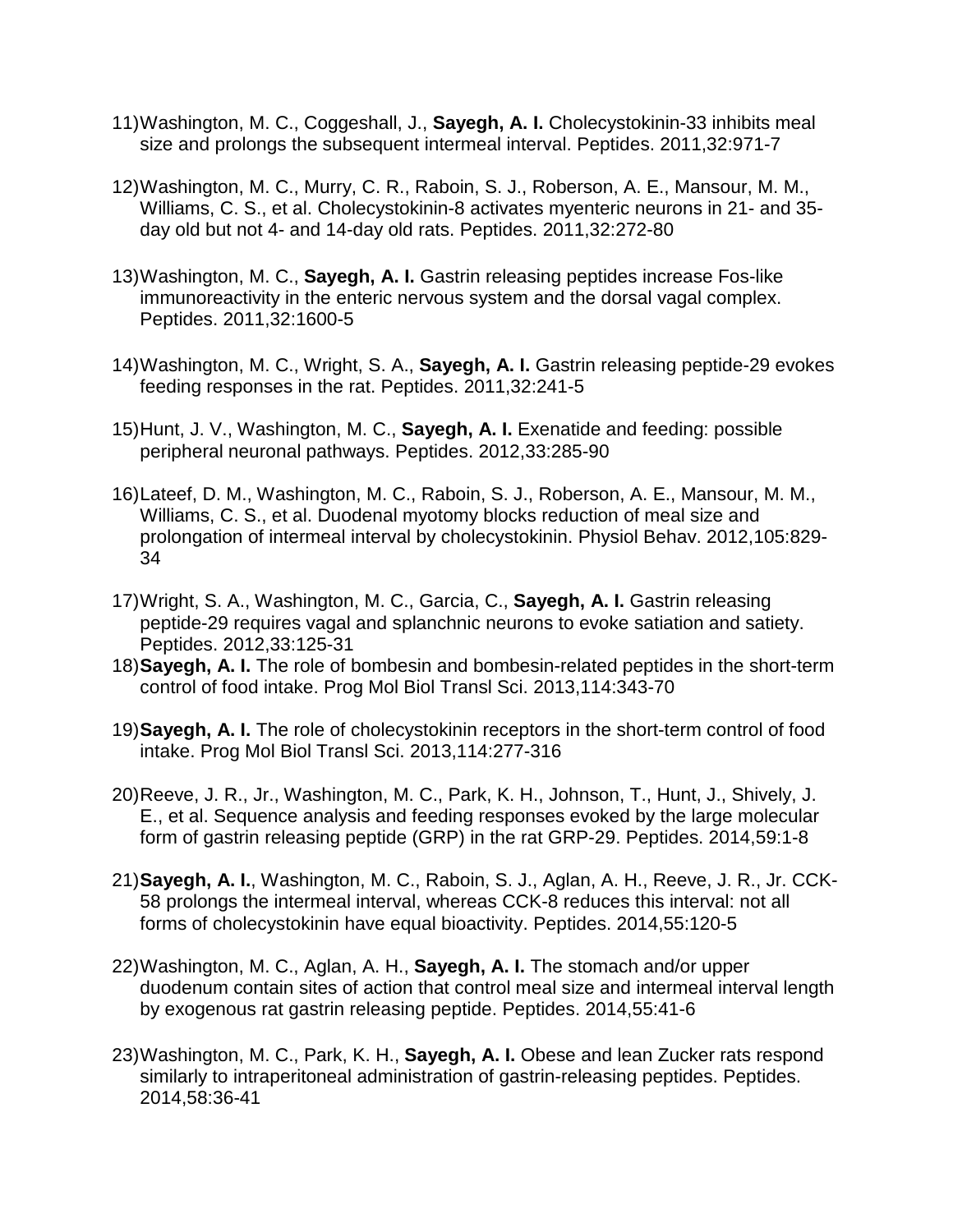11) Washington, M. C., Coggeshall, J., **Sayegh, A. I.** Cholecystokinin-33 inhibits meal size and prolongs the subsequent intermeal interval. Peptides. 2011,32:971-7

12) Washington, M. C., Murry, C. R., Raboin, S. J., Roberson, A. E., Mansour, M. M., Williams, C. S., et al. Cholecystokinin-8 activates myenteric neurons in 21- and 35-day old but not 4- and 14-day old rats. Peptides. 2011,32:272-80

13) Washington, M. C., **Sayegh, A. I.** Gastrin releasing peptides increase Fos-like immunoreactivity in the enteric nervous system and the dorsal vagal complex. Peptides. 2011,32:1600-5

14) Washington, M. C., Wright, S. A., **Sayegh, A. I.** Gastrin releasing peptide-29 evokes feeding responses in the rat. Peptides. 2011,32:241-5

15) Hunt, J. V., Washington, M. C., **Sayegh, A. I.** Exenatide and feeding: possible peripheral neuronal pathways. Peptides. 2012,33:285-90

16) Lateef, D. M., Washington, M. C., Raboin, S. J., Roberson, A. E., Mansour, M. M., Williams, C. S., et al. Duodenal myotomy blocks reduction of meal size and prolongation of intermeal interval by cholecystokinin. Physiol Behav. 2012,105:829-34

17) Wright, S. A., Washington, M. C., Garcia, C., **Sayegh, A. I.** Gastrin releasing peptide-29 requires vagal and splanchnic neurons to evoke satiation and satiety. Peptides. 2012,33:125-31

18) **Sayegh, A. I.** The role of bombesin and bombesin-related peptides in the short-term control of food intake. Prog Mol Biol Transl Sci. 2013,114:343-70

19) **Sayegh, A. I.** The role of cholecystokinin receptors in the short-term control of food intake. Prog Mol Biol Transl Sci. 2013,114:277-316

20) Reeve, J. R., Jr., Washington, M. C., Park, K. H., Johnson, T., Hunt, J., Shively, J. E., et al. Sequence analysis and feeding responses evoked by the large molecular form of gastrin releasing peptide (GRP) in the rat GRP-29. Peptides. 2014,59:1-8

21) **Sayegh, A. I.**, Washington, M. C., Raboin, S. J., Aglan, A. H., Reeve, J. R., Jr. CCK-58 prolongs the intermeal interval, whereas CCK-8 reduces this interval: not all forms of cholecystokinin have equal bioactivity. Peptides. 2014,55:120-5

22) Washington, M. C., Aglan, A. H., **Sayegh, A. I.** The stomach and/or upper duodenum contain sites of action that control meal size and intermeal interval length by exogenous rat gastrin releasing peptide. Peptides. 2014,55:41-6

23) Washington, M. C., Park, K. H., **Sayegh, A. I.** Obese and lean Zucker rats respond similarly to intraperitoneal administration of gastrin-releasing peptides. Peptides. 2014,58:36-41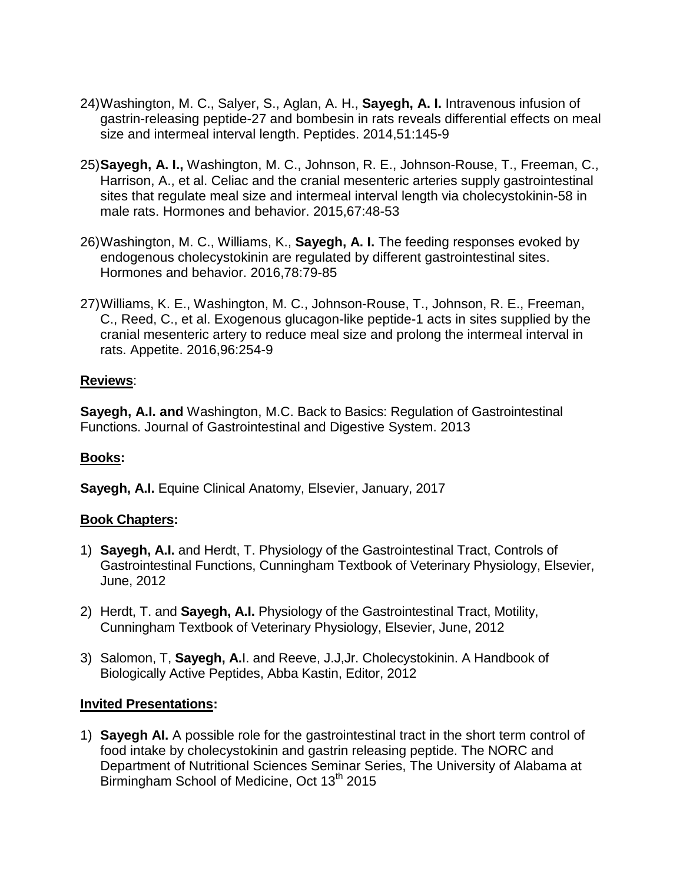24) Washington, M. C., Salyer, S., Aglan, A. H., **Sayegh, A. I.** Intravenous infusion of gastrin-releasing peptide-27 and bombesin in rats reveals differential effects on meal size and intermeal interval length. Peptides. 2014,51:145-9

25) **Sayegh, A. I.,** Washington, M. C., Johnson, R. E., Johnson-Rouse, T., Freeman, C., Harrison, A., et al. Celiac and the cranial mesenteric arteries supply gastrointestinal sites that regulate meal size and intermeal interval length via cholecystokinin-58 in male rats. Hormones and behavior. 2015,67:48-53

26) Washington, M. C., Williams, K., **Sayegh, A. I.** The feeding responses evoked by endogenous cholecystokinin are regulated by different gastrointestinal sites. Hormones and behavior. 2016,78:79-85

27) Williams, K. E., Washington, M. C., Johnson-Rouse, T., Johnson, R. E., Freeman, C., Reed, C., et al. Exogenous glucagon-like peptide-1 acts in sites supplied by the cranial mesenteric artery to reduce meal size and prolong the intermeal interval in rats. Appetite. 2016,96:254-9

**Reviews**:

**Sayegh, A.I. and** Washington, M.C. Back to Basics: Regulation of Gastrointestinal Functions. Journal of Gastrointestinal and Digestive System. 2013

**Books:**

**Sayegh, A.I.** Equine Clinical Anatomy, Elsevier, January, 2017

**Book Chapters:**

1) **Sayegh, A.I.** and Herdt, T. Physiology of the Gastrointestinal Tract, Controls of Gastrointestinal Functions, Cunningham Textbook of Veterinary Physiology, Elsevier, June, 2012

2) Herdt, T. and **Sayegh, A.I.** Physiology of the Gastrointestinal Tract, Motility, Cunningham Textbook of Veterinary Physiology, Elsevier, June, 2012

3) Salomon, T, **Sayegh, A.**I. and Reeve, J.J,Jr. Cholecystokinin. A Handbook of Biologically Active Peptides, Abba Kastin, Editor, 2012

**Invited Presentations:**

1) **Sayegh AI.** A possible role for the gastrointestinal tract in the short term control of food intake by cholecystokinin and gastrin releasing peptide. The NORC and Department of Nutritional Sciences Seminar Series, The University of Alabama at Birmingham School of Medicine, Oct 13th 2015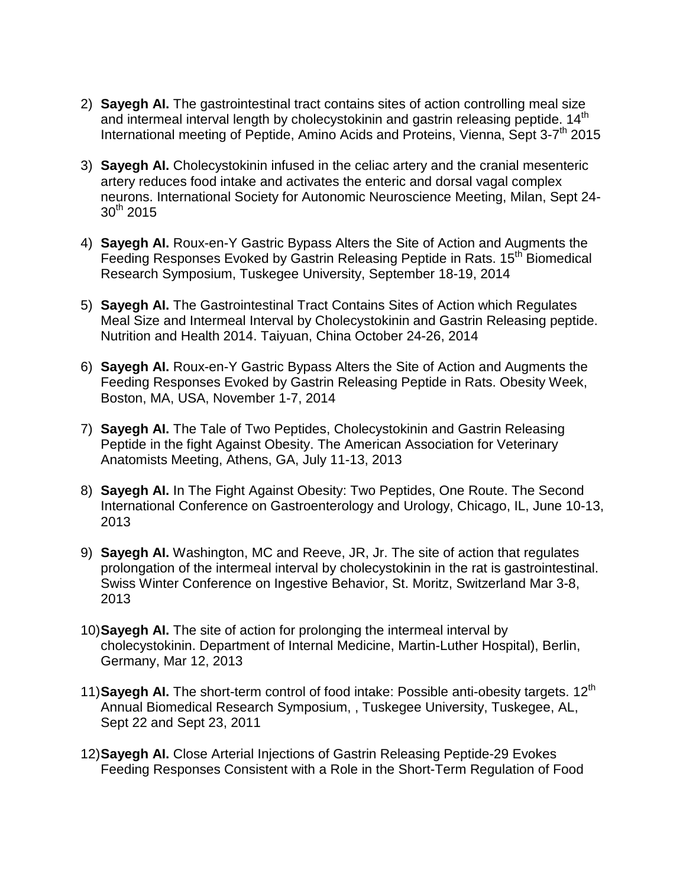2) **Sayegh AI.** The gastrointestinal tract contains sites of action controlling meal size and intermeal interval length by cholecystokinin and gastrin releasing peptide. 14th International meeting of Peptide, Amino Acids and Proteins, Vienna, Sept 3-7th 2015

3) **Sayegh AI.** Cholecystokinin infused in the celiac artery and the cranial mesenteric artery reduces food intake and activates the enteric and dorsal vagal complex neurons. International Society for Autonomic Neuroscience Meeting, Milan, Sept 24-30th 2015

4) **Sayegh AI.** Roux-en-Y Gastric Bypass Alters the Site of Action and Augments the Feeding Responses Evoked by Gastrin Releasing Peptide in Rats. 15th Biomedical Research Symposium, Tuskegee University, September 18-19, 2014

5) **Sayegh AI.** The Gastrointestinal Tract Contains Sites of Action which Regulates Meal Size and Intermeal Interval by Cholecystokinin and Gastrin Releasing peptide. Nutrition and Health 2014. Taiyuan, China October 24-26, 2014

6) **Sayegh AI.** Roux-en-Y Gastric Bypass Alters the Site of Action and Augments the Feeding Responses Evoked by Gastrin Releasing Peptide in Rats. Obesity Week, Boston, MA, USA, November 1-7, 2014

7) **Sayegh AI.** The Tale of Two Peptides, Cholecystokinin and Gastrin Releasing Peptide in the fight Against Obesity. The American Association for Veterinary Anatomists Meeting, Athens, GA, July 11-13, 2013

8) **Sayegh AI.** In The Fight Against Obesity: Two Peptides, One Route. The Second International Conference on Gastroenterology and Urology, Chicago, IL, June 10-13, 2013

9) **Sayegh AI.** Washington, MC and Reeve, JR, Jr. The site of action that regulates prolongation of the intermeal interval by cholecystokinin in the rat is gastrointestinal. Swiss Winter Conference on Ingestive Behavior, St. Moritz, Switzerland Mar 3-8, 2013

10) **Sayegh AI.** The site of action for prolonging the intermeal interval by cholecystokinin. Department of Internal Medicine, Martin-Luther Hospital), Berlin, Germany, Mar 12, 2013

11) **Sayegh AI.** The short-term control of food intake: Possible anti-obesity targets. 12th Annual Biomedical Research Symposium, , Tuskegee University, Tuskegee, AL, Sept 22 and Sept 23, 2011

12) **Sayegh AI.** Close Arterial Injections of Gastrin Releasing Peptide-29 Evokes Feeding Responses Consistent with a Role in the Short-Term Regulation of Food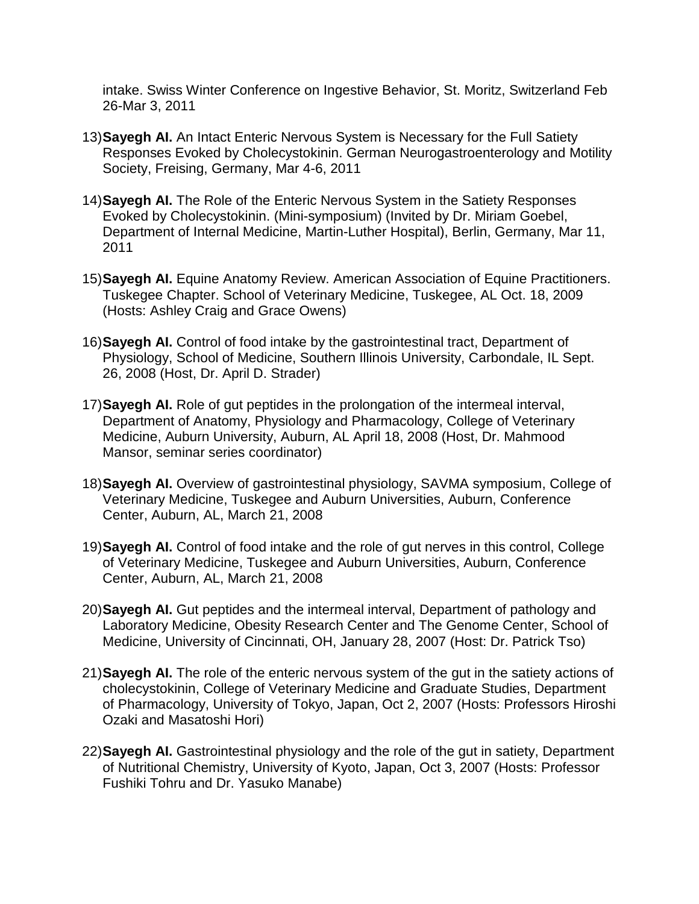intake. Swiss Winter Conference on Ingestive Behavior, St. Moritz, Switzerland Feb 26-Mar 3, 2011

13) **Sayegh AI.** An Intact Enteric Nervous System is Necessary for the Full Satiety Responses Evoked by Cholecystokinin. German Neurogastroenterology and Motility Society, Freising, Germany, Mar 4-6, 2011

14) **Sayegh AI.** The Role of the Enteric Nervous System in the Satiety Responses Evoked by Cholecystokinin. (Mini-symposium) (Invited by Dr. Miriam Goebel, Department of Internal Medicine, Martin-Luther Hospital), Berlin, Germany, Mar 11, 2011

15) **Sayegh AI.** Equine Anatomy Review. American Association of Equine Practitioners. Tuskegee Chapter. School of Veterinary Medicine, Tuskegee, AL Oct. 18, 2009 (Hosts: Ashley Craig and Grace Owens)

16) **Sayegh AI.** Control of food intake by the gastrointestinal tract, Department of Physiology, School of Medicine, Southern Illinois University, Carbondale, IL Sept. 26, 2008 (Host, Dr. April D. Strader)

17) **Sayegh AI.** Role of gut peptides in the prolongation of the intermeal interval, Department of Anatomy, Physiology and Pharmacology, College of Veterinary Medicine, Auburn University, Auburn, AL April 18, 2008 (Host, Dr. Mahmood Mansor, seminar series coordinator)

18) **Sayegh AI.** Overview of gastrointestinal physiology, SAVMA symposium, College of Veterinary Medicine, Tuskegee and Auburn Universities, Auburn, Conference Center, Auburn, AL, March 21, 2008

19) **Sayegh AI.** Control of food intake and the role of gut nerves in this control, College of Veterinary Medicine, Tuskegee and Auburn Universities, Auburn, Conference Center, Auburn, AL, March 21, 2008

20) **Sayegh AI.** Gut peptides and the intermeal interval, Department of pathology and Laboratory Medicine, Obesity Research Center and The Genome Center, School of Medicine, University of Cincinnati, OH, January 28, 2007 (Host: Dr. Patrick Tso)

21) **Sayegh AI.** The role of the enteric nervous system of the gut in the satiety actions of cholecystokinin, College of Veterinary Medicine and Graduate Studies, Department of Pharmacology, University of Tokyo, Japan, Oct 2, 2007 (Hosts: Professors Hiroshi Ozaki and Masatoshi Hori)

22) **Sayegh AI.** Gastrointestinal physiology and the role of the gut in satiety, Department of Nutritional Chemistry, University of Kyoto, Japan, Oct 3, 2007 (Hosts: Professor Fushiki Tohru and Dr. Yasuko Manabe)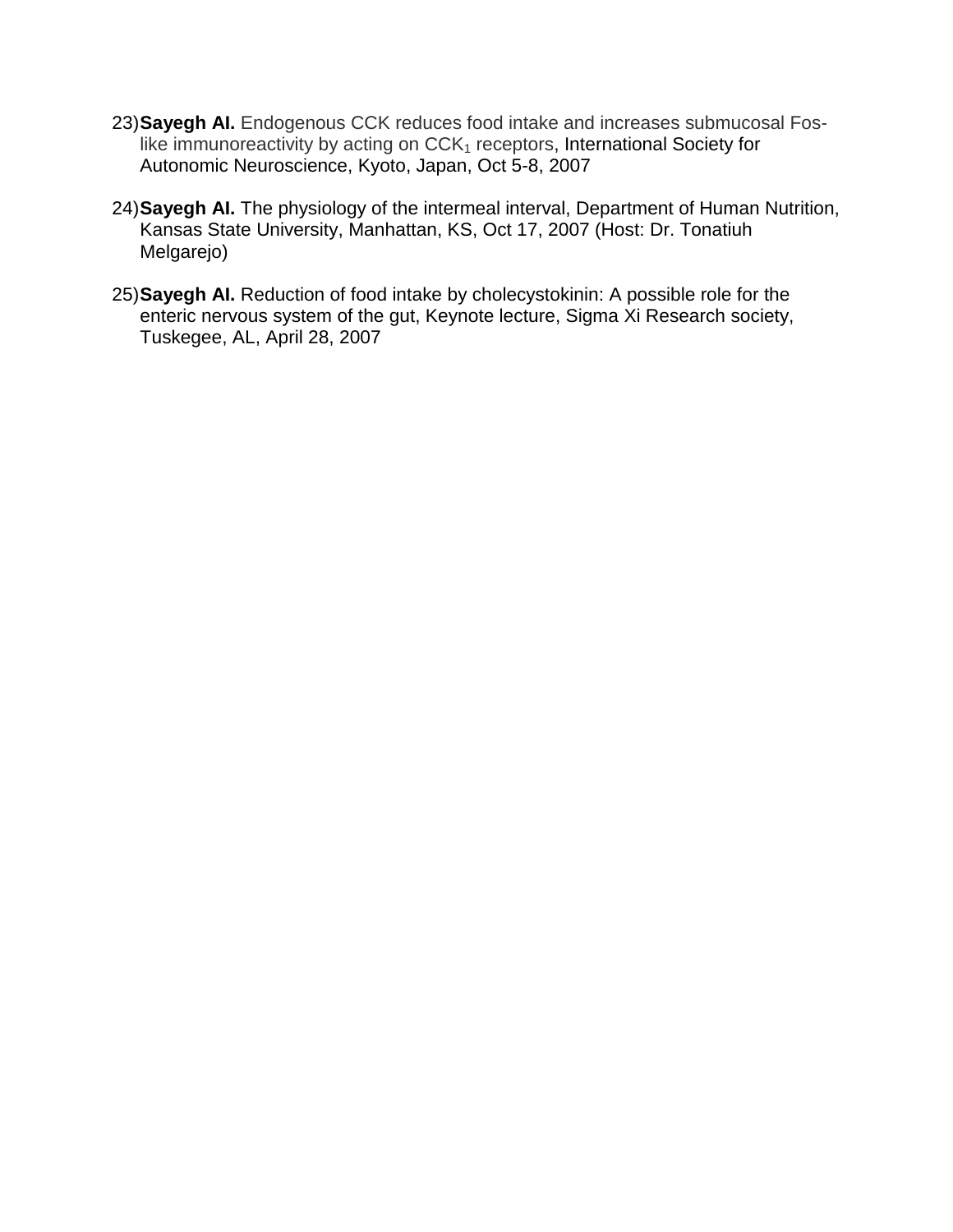23) **Sayegh AI.** Endogenous CCK reduces food intake and increases submucosal Fos-like immunoreactivity by acting on $CCK_1$ receptors, International Society for Autonomic Neuroscience, Kyoto, Japan, Oct 5-8, 2007

24) **Sayegh AI.** The physiology of the intermeal interval, Department of Human Nutrition, Kansas State University, Manhattan, KS, Oct 17, 2007 (Host: Dr. Tonatiuh Melgarejo)

25) **Sayegh AI.** Reduction of food intake by cholecystokinin: A possible role for the enteric nervous system of the gut, Keynote lecture, Sigma Xi Research society, Tuskegee, AL, April 28, 2007